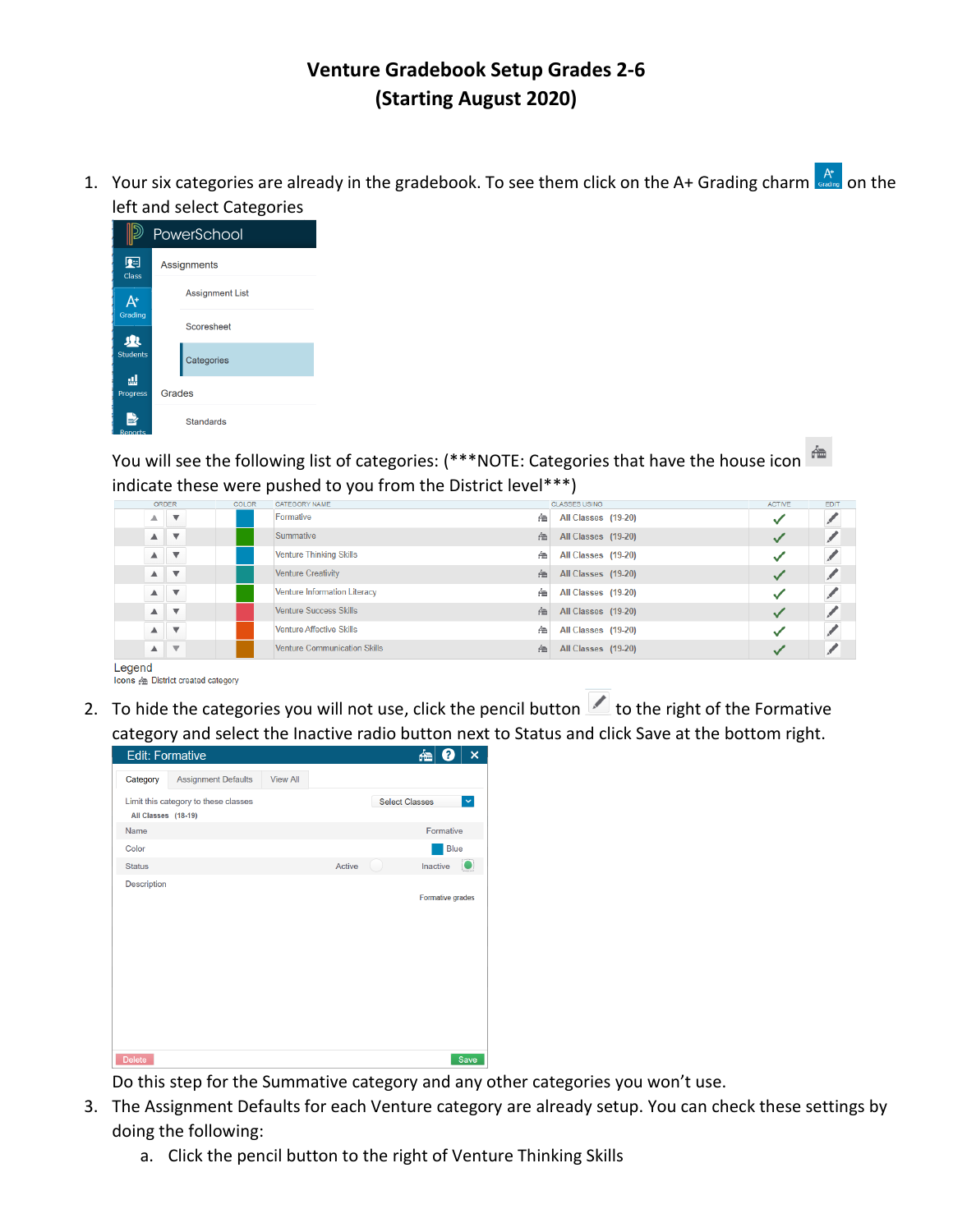# Venture Gradebook Setup Grades 2-6
# (Starting August 2020)

1. Your six categories are already in the gradebook. To see them click on the A+ Grading charm on the left and select Categories

   You will see the following list of categories: (***NOTE: Categories that have the house icon indicate these were pushed to you from the District level***)

| ORDER | COLOR | CATEGORY NAME | CLASSES USING | ACTIVE | EDIT |
|---|---|---|---|---|---|
| ▲ ▼ | | Formative | All Classes (19-20) | ✓ | |
| ▲ ▼ | | Summative | All Classes (19-20) | ✓ | |
| ▲ ▼ | | Venture Thinking Skills | All Classes (19-20) | ✓ | |
| ▲ ▼ | | Venture Creativity | All Classes (19-20) | ✓ | |
| ▲ ▼ | | Venture Information Literacy | All Classes (19-20) | ✓ | |
| ▲ ▼ | | Venture Success Skills | All Classes (19-20) | ✓ | |
| ▲ ▼ | | Venture Affective Skills | All Classes (19-20) | ✓ | |
| ▲ ▼ | | Venture Communication Skills | All Classes (19-20) | ✓ | |

   Legend
   Icons District created category

2. To hide the categories you will not use, click the pencil button to the right of the Formative category and select the Inactive radio button next to Status and click Save at the bottom right.

   Do this step for the Summative category and any other categories you won't use.

3. The Assignment Defaults for each Venture category are already setup. You can check these settings by doing the following:
   a. Click the pencil button to the right of Venture Thinking Skills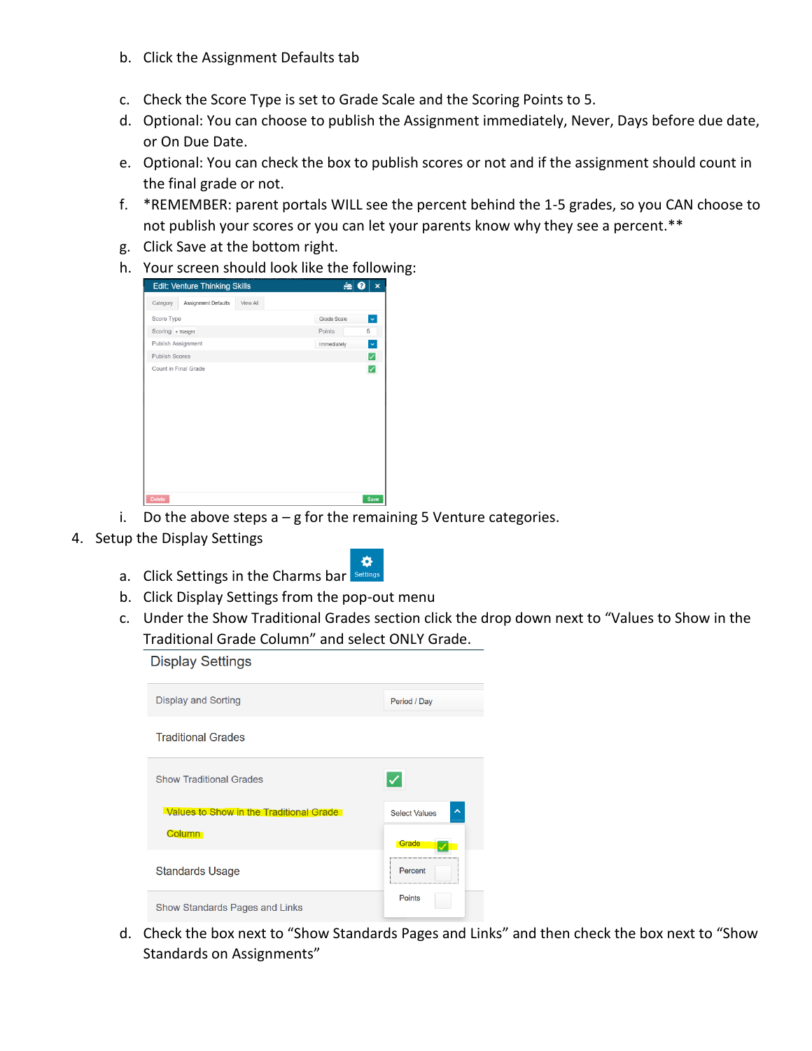b. Click the Assignment Defaults tab

c. Check the Score Type is set to Grade Scale and the Scoring Points to 5.

d. Optional: You can choose to publish the Assignment immediately, Never, Days before due date, or On Due Date.

e. Optional: You can check the box to publish scores or not and if the assignment should count in the final grade or not.

f. *REMEMBER: parent portals WILL see the percent behind the 1-5 grades, so you CAN choose to not publish your scores or you can let your parents know why they see a percent.**

g. Click Save at the bottom right.

h. Your screen should look like the following:

i. Do the above steps a – g for the remaining 5 Venture categories.

4. Setup the Display Settings

   a. Click Settings in the Charms bar

   b. Click Display Settings from the pop-out menu

   c. Under the Show Traditional Grades section click the drop down next to "Values to Show in the Traditional Grade Column" and select ONLY Grade.

   d. Check the box next to "Show Standards Pages and Links" and then check the box next to "Show Standards on Assignments"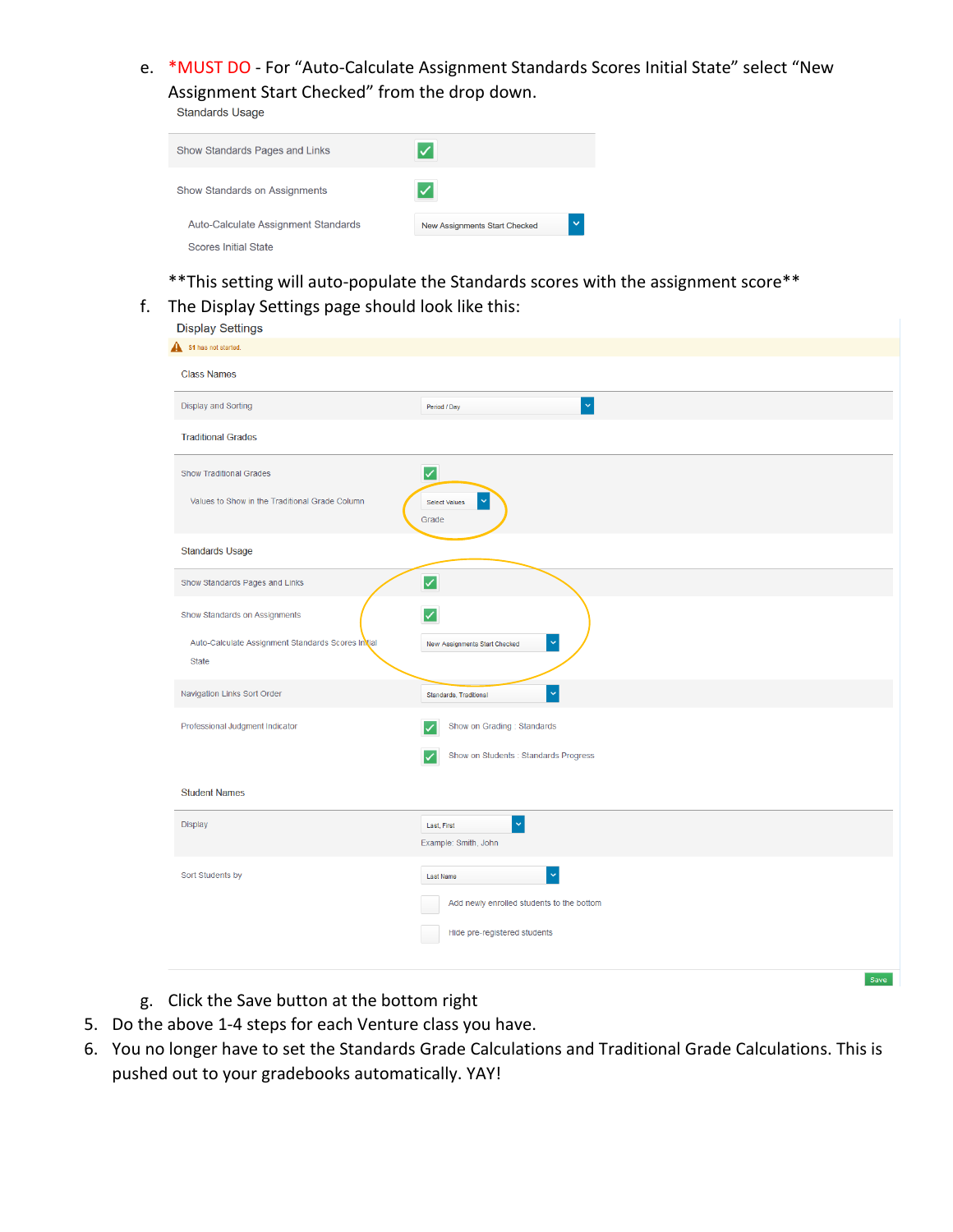e. *MUST DO - For "Auto-Calculate Assignment Standards Scores Initial State" select "New Assignment Start Checked" from the drop down.

Standards Usage

| | |
|---|---|
| Show Standards Pages and Links | ✓ |
| Show Standards on Assignments | ✓ |
| Auto-Calculate Assignment Standards Scores Initial State | New Assignments Start Checked |

**This setting will auto-populate the Standards scores with the assignment score**

f. The Display Settings page should look like this:

Display Settings

S1 has not started.

Class Names

| | |
|---|---|
| Display and Sorting | Period / Day |

Traditional Grades

| | |
|---|---|
| Show Traditional Grades | ✓ |
| Values to Show in the Traditional Grade Column | Select Values<br>Grade |

Standards Usage

| | |
|---|---|
| Show Standards Pages and Links | ✓ |
| Show Standards on Assignments | ✓ |
| Auto-Calculate Assignment Standards Scores Initial State | New Assignments Start Checked |
| Navigation Links Sort Order | Standards, Traditional |
| Professional Judgment Indicator | ✓ Show on Grading : Standards<br>✓ Show on Students : Standards Progress |

Student Names

| | |
|---|---|
| Display | Last, First<br>Example: Smith, John |
| Sort Students by | Last Name<br>☐ Add newly enrolled students to the bottom<br>☐ Hide pre-registered students |

Save

g. Click the Save button at the bottom right

5. Do the above 1-4 steps for each Venture class you have.
6. You no longer have to set the Standards Grade Calculations and Traditional Grade Calculations. This is pushed out to your gradebooks automatically. YAY!